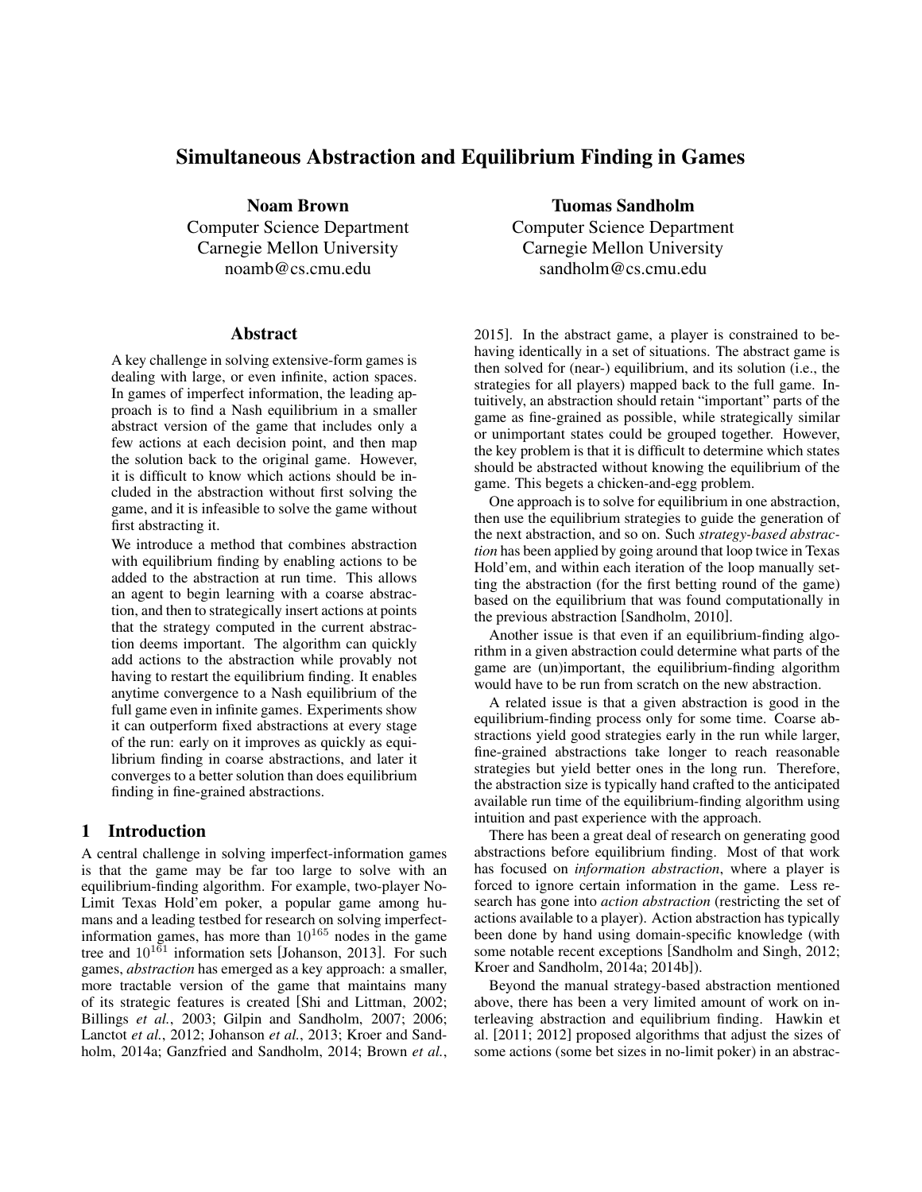# Simultaneous Abstraction and Equilibrium Finding in Games

**Noam Brown**
Computer Science Department
Carnegie Mellon University
noamb@cs.cmu.edu

**Tuomas Sandholm**
Computer Science Department
Carnegie Mellon University
sandholm@cs.cmu.edu

## Abstract

A key challenge in solving extensive-form games is dealing with large, or even infinite, action spaces. In games of imperfect information, the leading approach is to find a Nash equilibrium in a smaller abstract version of the game that includes only a few actions at each decision point, and then map the solution back to the original game. However, it is difficult to know which actions should be included in the abstraction without first solving the game, and it is infeasible to solve the game without first abstracting it.

We introduce a method that combines abstraction with equilibrium finding by enabling actions to be added to the abstraction at run time. This allows an agent to begin learning with a coarse abstraction, and then to strategically insert actions at points that the strategy computed in the current abstraction deems important. The algorithm can quickly add actions to the abstraction while provably not having to restart the equilibrium finding. It enables anytime convergence to a Nash equilibrium of the full game even in infinite games. Experiments show it can outperform fixed abstractions at every stage of the run: early on it improves as quickly as equilibrium finding in coarse abstractions, and later it converges to a better solution than does equilibrium finding in fine-grained abstractions.

## 1 Introduction

A central challenge in solving imperfect-information games is that the game may be far too large to solve with an equilibrium-finding algorithm. For example, two-player No-Limit Texas Hold'em poker, a popular game among humans and a leading testbed for research on solving imperfect-information games, has more than $10^{165}$ nodes in the game tree and $10^{161}$ information sets [Johanson, 2013]. For such games, *abstraction* has emerged as a key approach: a smaller, more tractable version of the game that maintains many of its strategic features is created [Shi and Littman, 2002; Billings *et al.*, 2003; Gilpin and Sandholm, 2007; 2006; Lanctot *et al.*, 2012; Johanson *et al.*, 2013; Kroer and Sandholm, 2014a; Ganzfried and Sandholm, 2014; Brown *et al.*, 2015]. In the abstract game, a player is constrained to behaving identically in a set of situations. The abstract game is then solved for (near-) equilibrium, and its solution (i.e., the strategies for all players) mapped back to the full game. Intuitively, an abstraction should retain "important" parts of the game as fine-grained as possible, while strategically similar or unimportant states could be grouped together. However, the key problem is that it is difficult to determine which states should be abstracted without knowing the equilibrium of the game. This begets a chicken-and-egg problem.

One approach is to solve for equilibrium in one abstraction, then use the equilibrium strategies to guide the generation of the next abstraction, and so on. Such *strategy-based abstraction* has been applied by going around that loop twice in Texas Hold'em, and within each iteration of the loop manually setting the abstraction (for the first betting round of the game) based on the equilibrium that was found computationally in the previous abstraction [Sandholm, 2010].

Another issue is that even if an equilibrium-finding algorithm in a given abstraction could determine what parts of the game are (un)important, the equilibrium-finding algorithm would have to be run from scratch on the new abstraction.

A related issue is that a given abstraction is good in the equilibrium-finding process only for some time. Coarse abstractions yield good strategies early in the run while larger, fine-grained abstractions take longer to reach reasonable strategies but yield better ones in the long run. Therefore, the abstraction size is typically hand crafted to the anticipated available run time of the equilibrium-finding algorithm using intuition and past experience with the approach.

There has been a great deal of research on generating good abstractions before equilibrium finding. Most of that work has focused on *information abstraction*, where a player is forced to ignore certain information in the game. Less research has gone into *action abstraction* (restricting the set of actions available to a player). Action abstraction has typically been done by hand using domain-specific knowledge (with some notable recent exceptions [Sandholm and Singh, 2012; Kroer and Sandholm, 2014a; 2014b]).

Beyond the manual strategy-based abstraction mentioned above, there has been a very limited amount of work on interleaving abstraction and equilibrium finding. Hawkin et al. [2011; 2012] proposed algorithms that adjust the sizes of some actions (some bet sizes in no-limit poker) in an abstrac-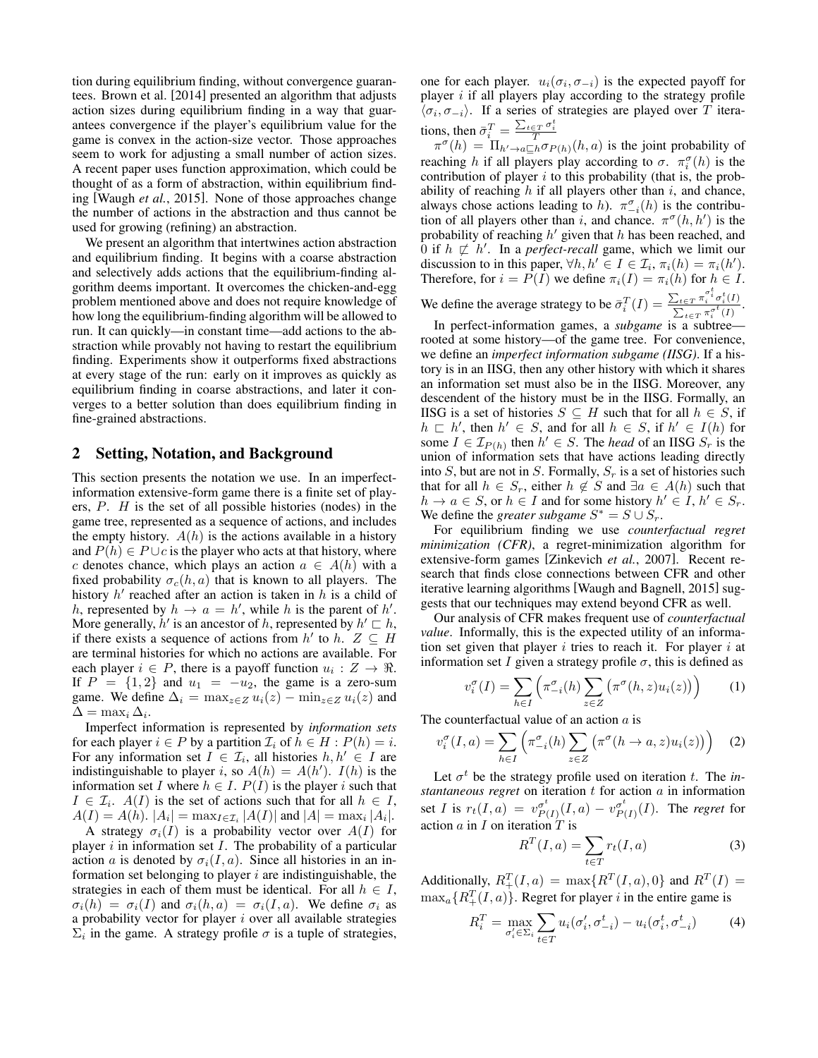tion during equilibrium finding, without convergence guarantees. Brown et al. [2014] presented an algorithm that adjusts action sizes during equilibrium finding in a way that guarantees convergence if the player's equilibrium value for the game is convex in the action-size vector. Those approaches seem to work for adjusting a small number of action sizes. A recent paper uses function approximation, which could be thought of as a form of abstraction, within equilibrium finding [Waugh *et al.*, 2015]. None of those approaches change the number of actions in the abstraction and thus cannot be used for growing (refining) an abstraction.

We present an algorithm that intertwines action abstraction and equilibrium finding. It begins with a coarse abstraction and selectively adds actions that the equilibrium-finding algorithm deems important. It overcomes the chicken-and-egg problem mentioned above and does not require knowledge of how long the equilibrium-finding algorithm will be allowed to run. It can quickly—in constant time—add actions to the abstraction while provably not having to restart the equilibrium finding. Experiments show it outperforms fixed abstractions at every stage of the run: early on it improves as quickly as equilibrium finding in coarse abstractions, and later it converges to a better solution than does equilibrium finding in fine-grained abstractions.

## 2 Setting, Notation, and Background

This section presents the notation we use. In an imperfect-information extensive-form game there is a finite set of players, $P$. $H$ is the set of all possible histories (nodes) in the game tree, represented as a sequence of actions, and includes the empty history. $A(h)$ is the actions available in a history and $P(h) \in P \cup c$ is the player who acts at that history, where $c$ denotes chance, which plays an action $a \in A(h)$ with a fixed probability $\sigma_c(h, a)$ that is known to all players. The history $h'$ reached after an action is taken in $h$ is a child of $h$, represented by $h \to a = h'$, while $h$ is the parent of $h'$. More generally, $h'$ is an ancestor of $h$, represented by $h' \sqsubset h$, if there exists a sequence of actions from $h'$ to $h$. $Z \subseteq H$ are terminal histories for which no actions are available. For each player $i \in P$, there is a payoff function $u_i : Z \to \Re$. If $P = \{1, 2\}$ and $u_1 = -u_2$, the game is a zero-sum game. We define $\Delta_i = \max_{z \in Z} u_i(z) - \min_{z \in Z} u_i(z)$ and $\Delta = \max_i \Delta_i$.

Imperfect information is represented by *information sets* for each player $i \in P$ by a partition $\mathcal{I}_i$ of $h \in H : P(h) = i$. For any information set $I \in \mathcal{I}_i$, all histories $h, h' \in I$ are indistinguishable to player $i$, so $A(h) = A(h')$. $I(h)$ is the information set $I$ where $h \in I$. $P(I)$ is the player $i$ such that $I \in \mathcal{I}_i$. $A(I)$ is the set of actions such that for all $h \in I$, $A(I) = A(h)$. $|A_i| = \max_{I \in \mathcal{I}_i} |A(I)|$ and $|A| = \max_i |A_i|$.

A strategy $\sigma_i(I)$ is a probability vector over $A(I)$ for player $i$ in information set $I$. The probability of a particular action $a$ is denoted by $\sigma_i(I, a)$. Since all histories in an information set belonging to player $i$ are indistinguishable, the strategies in each of them must be identical. For all $h \in I$, $\sigma_i(h) = \sigma_i(I)$ and $\sigma_i(h, a) = \sigma_i(I, a)$. We define $\sigma_i$ as a probability vector for player $i$ over all available strategies $\Sigma_i$ in the game. A strategy profile $\sigma$ is a tuple of strategies, one for each player. $u_i(\sigma_i, \sigma_{-i})$ is the expected payoff for player $i$ if all players play according to the strategy profile $\langle \sigma_i, \sigma_{-i} \rangle$. If a series of strategies are played over $T$ iterations, then $\bar{\sigma}_i^T = \frac{\sum_{t \in T} \sigma_i^t}{T}$

$\pi^\sigma(h) = \Pi_{h' \to a \sqsubseteq h} \sigma_{P(h)}(h, a)$ is the joint probability of reaching $h$ if all players play according to $\sigma$. $\pi_i^\sigma(h)$ is the contribution of player $i$ to this probability (that is, the probability of reaching $h$ if all players other than $i$, and chance, always chose actions leading to $h$). $\pi_{-i}^\sigma(h)$ is the contribution of all players other than $i$, and chance. $\pi^\sigma(h, h')$ is the probability of reaching $h'$ given that $h$ has been reached, and 0 if $h \not\sqsubset h'$. In a *perfect-recall* game, which we limit our discussion to in this paper, $\forall h, h' \in I \in \mathcal{I}_i$, $\pi_i(h) = \pi_i(h')$. Therefore, for $i = P(I)$ we define $\pi_i(I) = \pi_i(h)$ for $h \in I$. We define the average strategy to be $\bar{\sigma}_i^T(I) = \frac{\sum_{t \in T} \pi_i^{\sigma_i^t} \sigma_i^t(I)}{\sum_{t \in T} \pi_i^{\sigma^t}(I)}$.

In perfect-information games, a *subgame* is a subtree—rooted at some history—of the game tree. For convenience, we define an *imperfect information subgame (IISG)*. If a history is in an IISG, then any other history with which it shares an information set must also be in the IISG. Moreover, any descendent of the history must be in the IISG. Formally, an IISG is a set of histories $S \subseteq H$ such that for all $h \in S$, if $h \sqsubset h'$, then $h' \in S$, and for all $h \in S$, if $h' \in I(h)$ for some $I \in \mathcal{I}_{P(h)}$ then $h' \in S$. The *head* of an IISG $S_r$ is the union of information sets that have actions leading directly into $S$, but are not in $S$. Formally, $S_r$ is a set of histories such that for all $h \in S_r$, either $h \notin S$ and $\exists a \in A(h)$ such that $h \to a \in S$, or $h \in I$ and for some history $h' \in I$, $h' \in S_r$. We define the *greater subgame* $S^* = S \cup S_r$.

For equilibrium finding we use *counterfactual regret minimization (CFR)*, a regret-minimization algorithm for extensive-form games [Zinkevich *et al.*, 2007]. Recent research that finds close connections between CFR and other iterative learning algorithms [Waugh and Bagnell, 2015] suggests that our techniques may extend beyond CFR as well.

Our analysis of CFR makes frequent use of *counterfactual value*. Informally, this is the expected utility of an information set given that player $i$ tries to reach it. For player $i$ at information set $I$ given a strategy profile $\sigma$, this is defined as

$$v_i^\sigma(I) = \sum_{h \in I} \Big( \pi_{-i}^\sigma(h) \sum_{z \in Z} \big( \pi^\sigma(h, z) u_i(z) \big) \Big) \tag{1}$$

The counterfactual value of an action $a$ is

$$v_i^\sigma(I, a) = \sum_{h \in I} \Big( \pi_{-i}^\sigma(h) \sum_{z \in Z} \big( \pi^\sigma(h \to a, z) u_i(z) \big) \Big) \tag{2}$$

Let $\sigma^t$ be the strategy profile used on iteration $t$. The *instantaneous regret* on iteration $t$ for action $a$ in information set $I$ is $r_t(I, a) = v_{P(I)}^{\sigma^t}(I, a) - v_{P(I)}^{\sigma^t}(I)$. The *regret* for action $a$ in $I$ on iteration $T$ is

$$R^T(I, a) = \sum_{t \in T} r_t(I, a) \tag{3}$$

Additionally, $R_+^T(I, a) = \max\{R^T(I, a), 0\}$ and $R^T(I) = \max_a\{R_+^T(I, a)\}$. Regret for player $i$ in the entire game is

$$R_i^T = \max_{\sigma_i' \in \Sigma_i} \sum_{t \in T} u_i(\sigma_i', \sigma_{-i}^t) - u_i(\sigma_i^t, \sigma_{-i}^t) \tag{4}$$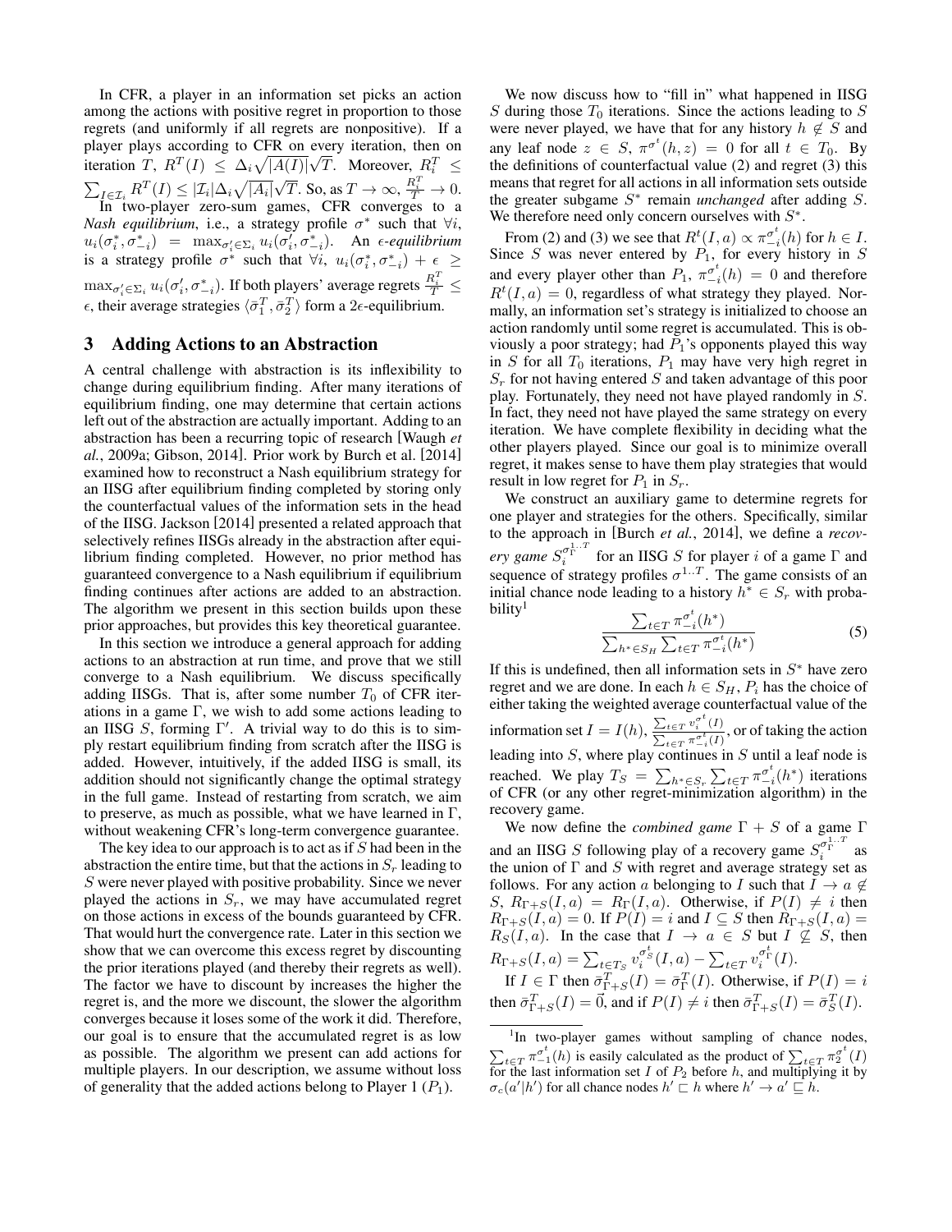In CFR, a player in an information set picks an action among the actions with positive regret in proportion to those regrets (and uniformly if all regrets are nonpositive). If a player plays according to CFR on every iteration, then on iteration $T$, $R^T(I) \leq \Delta_i \sqrt{|A(I)|}\sqrt{T}$. Moreover, $R_i^T \leq \sum_{I \in \mathcal{I}_i} R^T(I) \leq |\mathcal{I}_i| \Delta_i \sqrt{|A_i|}\sqrt{T}$. So, as $T \to \infty$, $\frac{R_i^T}{T} \to 0$.

In two-player zero-sum games, CFR converges to a *Nash equilibrium*, i.e., a strategy profile $\sigma^*$ such that $\forall i$, $u_i(\sigma_i^*, \sigma_{-i}^*) = \max_{\sigma_i' \in \Sigma_i} u_i(\sigma_i', \sigma_{-i}^*)$. An *$\epsilon$-equilibrium* is a strategy profile $\sigma^*$ such that $\forall i$, $u_i(\sigma_i^*, \sigma_{-i}^*) + \epsilon \geq \max_{\sigma_i' \in \Sigma_i} u_i(\sigma_i', \sigma_{-i}^*)$. If both players' average regrets $\frac{R_i^T}{T} \leq \epsilon$, their average strategies $\langle \bar{\sigma}_1^T, \bar{\sigma}_2^T \rangle$ form a $2\epsilon$-equilibrium.

## 3 Adding Actions to an Abstraction

A central challenge with abstraction is its inflexibility to change during equilibrium finding. After many iterations of equilibrium finding, one may determine that certain actions left out of the abstraction are actually important. Adding to an abstraction has been a recurring topic of research [Waugh *et al.*, 2009a; Gibson, 2014]. Prior work by Burch et al. [2014] examined how to reconstruct a Nash equilibrium strategy for an IISG after equilibrium finding completed by storing only the counterfactual values of the information sets in the head of the IISG. Jackson [2014] presented a related approach that selectively refines IISGs already in the abstraction after equilibrium finding completed. However, no prior method has guaranteed convergence to a Nash equilibrium if equilibrium finding continues after actions are added to an abstraction. The algorithm we present in this section builds upon these prior approaches, but provides this key theoretical guarantee.

In this section we introduce a general approach for adding actions to an abstraction at run time, and prove that we still converge to a Nash equilibrium. We discuss specifically adding IISGs. That is, after some number $T_0$ of CFR iterations in a game $\Gamma$, we wish to add some actions leading to an IISG $S$, forming $\Gamma'$. A trivial way to do this is to simply restart equilibrium finding from scratch after the IISG is added. However, intuitively, if the added IISG is small, its addition should not significantly change the optimal strategy in the full game. Instead of restarting from scratch, we aim to preserve, as much as possible, what we have learned in $\Gamma$, without weakening CFR's long-term convergence guarantee.

The key idea to our approach is to act as if $S$ had been in the abstraction the entire time, but that the actions in $S_r$ leading to $S$ were never played with positive probability. Since we never played the actions in $S_r$, we may have accumulated regret on those actions in excess of the bounds guaranteed by CFR. That would hurt the convergence rate. Later in this section we show that we can overcome this excess regret by discounting the prior iterations played (and thereby their regrets as well). The factor we have to discount by increases the higher the regret is, and the more we discount, the slower the algorithm converges because it loses some of the work it did. Therefore, our goal is to ensure that the accumulated regret is as low as possible. The algorithm we present can add actions for multiple players. In our description, we assume without loss of generality that the added actions belong to Player 1 ($P_1$).

We now discuss how to "fill in" what happened in IISG $S$ during those $T_0$ iterations. Since the actions leading to $S$ were never played, we have that for any history $h \notin S$ and any leaf node $z \in S$, $\pi^{\sigma^t}(h, z) = 0$ for all $t \in T_0$. By the definitions of counterfactual value (2) and regret (3) this means that regret for all actions in all information sets outside the greater subgame $S^*$ remain *unchanged* after adding $S$. We therefore need only concern ourselves with $S^*$.

From (2) and (3) we see that $R^t(I, a) \propto \pi_{-i}^{\sigma^t}(h)$ for $h \in I$. Since $S$ was never entered by $P_1$, for every history in $S$ and every player other than $P_1$, $\pi_{-i}^{\sigma^t}(h) = 0$ and therefore $R^t(I, a) = 0$, regardless of what strategy they played. Normally, an information set's strategy is initialized to choose an action randomly until some regret is accumulated. This is obviously a poor strategy; had $P_1$'s opponents played this way in $S$ for all $T_0$ iterations, $P_1$ may have very high regret in $S_r$ for not having entered $S$ and taken advantage of this poor play. Fortunately, they need not have played randomly in $S$. In fact, they need not have played the same strategy on every iteration. We have complete flexibility in deciding what the other players played. Since our goal is to minimize overall regret, it makes sense to have them play strategies that would result in low regret for $P_1$ in $S_r$.

We construct an auxiliary game to determine regrets for one player and strategies for the others. Specifically, similar to the approach in [Burch *et al.*, 2014], we define a *recovery game* $S_i^{\sigma_\Gamma^{1..T}}$ for an IISG $S$ for player $i$ of a game $\Gamma$ and sequence of strategy profiles $\sigma^{1..T}$. The game consists of an initial chance node leading to a history $h^* \in S_r$ with probability[1]

$$\frac{\sum_{t \in T} \pi_{-i}^{\sigma^t}(h^*)}{\sum_{h^* \in S_H} \sum_{t \in T} \pi_{-i}^{\sigma^t}(h^*)} \tag{5}$$

If this is undefined, then all information sets in $S^*$ have zero regret and we are done. In each $h \in S_H$, $P_i$ has the choice of either taking the weighted average counterfactual value of the information set $I = I(h)$, $\frac{\sum_{t \in T} v_i^{\sigma^t}(I)}{\sum_{t \in T} \pi_{-i}^{\sigma^t}(I)}$, or of taking the action leading into $S$, where play continues in $S$ until a leaf node is reached. We play $T_S = \sum_{h^* \in S_r} \sum_{t \in T} \pi_{-i}^{\sigma^t}(h^*)$ iterations of CFR (or any other regret-minimization algorithm) in the recovery game.

We now define the *combined game* $\Gamma + S$ of a game $\Gamma$ and an IISG $S$ following play of a recovery game $S_i^{\sigma_\Gamma^{1..T}}$ as the union of $\Gamma$ and $S$ with regret and average strategy set as follows. For any action $a$ belonging to $I$ such that $I \to a \notin S$, $R_{\Gamma+S}(I, a) = R_\Gamma(I, a)$. Otherwise, if $P(I) \neq i$ then $R_{\Gamma+S}(I, a) = 0$. If $P(I) = i$ and $I \subseteq S$ then $R_{\Gamma+S}(I, a) = R_S(I, a)$. In the case that $I \to a \in S$ but $I \not\subseteq S$, then $R_{\Gamma+S}(I, a) = \sum_{t \in T_S} v_i^{\sigma_S^t}(I, a) - \sum_{t \in T} v_i^{\sigma_\Gamma^t}(I)$.

If $I \in \Gamma$ then $\bar{\sigma}_{\Gamma+S}^T(I) = \bar{\sigma}_\Gamma^T(I)$. Otherwise, if $P(I) = i$ then $\bar{\sigma}_{\Gamma+S}^T(I) = \vec{0}$, and if $P(I) \neq i$ then $\bar{\sigma}_{\Gamma+S}^T(I) = \bar{\sigma}_S^T(I)$.

[1]In two-player games without sampling of chance nodes, $\sum_{t \in T} \pi_{-1}^{\sigma^t}(h)$ is easily calculated as the product of $\sum_{t \in T} \pi_2^{\sigma^t}(I)$ for the last information set $I$ of $P_2$ before $h$, and multiplying it by $\sigma_c(a'|h')$ for all chance nodes $h' \sqsubset h$ where $h' \to a' \sqsubseteq h$.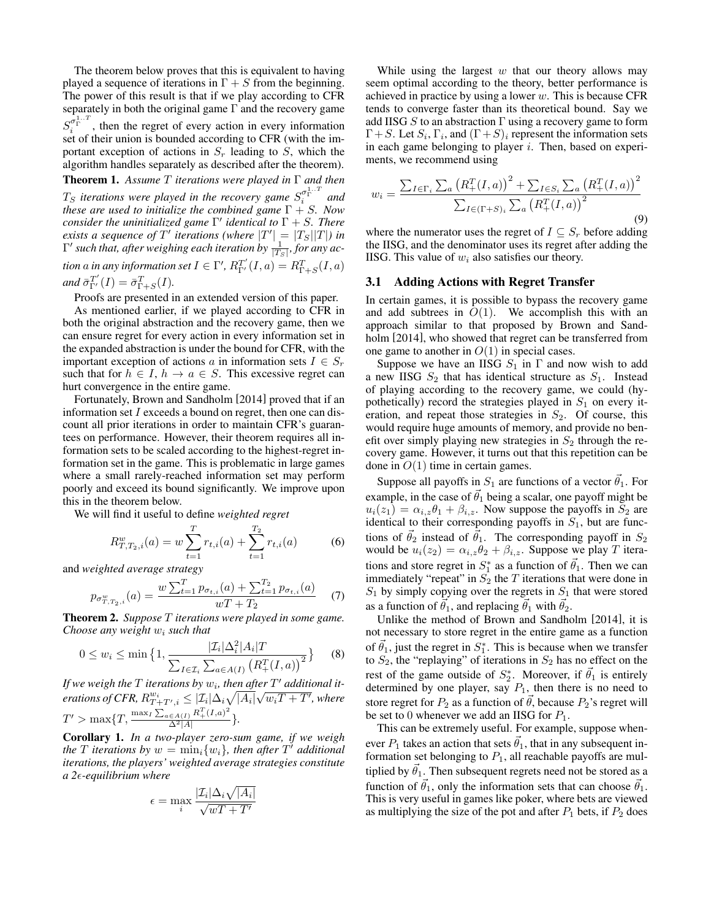The theorem below proves that this is equivalent to having played a sequence of iterations in $\Gamma + S$ from the beginning. The power of this result is that if we play according to CFR separately in both the original game $\Gamma$ and the recovery game $S_i^{\sigma_\Gamma^{1..T}}$, then the regret of every action in every information set of their union is bounded according to CFR (with the important exception of actions in $S_r$ leading to $S$, which the algorithm handles separately as described after the theorem).

**Theorem 1.** *Assume $T$ iterations were played in $\Gamma$ and then $T_S$ iterations were played in the recovery game $S_i^{\sigma_\Gamma^{1..T}}$ and these are used to initialize the combined game $\Gamma + S$. Now consider the uninitialized game $\Gamma'$ identical to $\Gamma + S$. There exists a sequence of $T'$ iterations (where $|T'| = |T_S||T|$) in $\Gamma'$ such that, after weighing each iteration by $\frac{1}{|T_S|}$, for any action $a$ in any information set $I \in \Gamma'$, $R_{\Gamma'}^{T'}(I, a) = R_{\Gamma+S}^{T}(I, a)$ and $\bar{\sigma}_{\Gamma'}^{T'}(I) = \bar{\sigma}_{\Gamma+S}^{T}(I)$.*

Proofs are presented in an extended version of this paper.

As mentioned earlier, if we played according to CFR in both the original abstraction and the recovery game, then we can ensure regret for every action in every information set in the expanded abstraction is under the bound for CFR, with the important exception of actions $a$ in information sets $I \in S_r$ such that for $h \in I$, $h \to a \in S$. This excessive regret can hurt convergence in the entire game.

Fortunately, Brown and Sandholm [2014] proved that if an information set $I$ exceeds a bound on regret, then one can discount all prior iterations in order to maintain CFR's guarantees on performance. However, their theorem requires all information sets to be scaled according to the highest-regret information set in the game. This is problematic in large games where a small rarely-reached information set may perform poorly and exceed its bound significantly. We improve upon this in the theorem below.

We will find it useful to define *weighted regret*

$$R_{T,T_2,i}^{w}(a) = w \sum_{t=1}^{T} r_{t,i}(a) + \sum_{t=1}^{T_2} r_{t,i}(a) \tag{6}$$

and *weighted average strategy*

$$p_{\sigma_{T,T_2,i}^{w}}(a) = \frac{w \sum_{t=1}^{T} p_{\sigma_{t,i}}(a) + \sum_{t=1}^{T_2} p_{\sigma_{t,i}}(a)}{wT + T_2} \tag{7}$$

**Theorem 2.** *Suppose $T$ iterations were played in some game. Choose any weight $w_i$ such that*

$$0 \le w_i \le \min\{1, \frac{|\mathcal{I}_i|\Delta_i^2|A_i|T}{\sum_{I \in \mathcal{I}_i} \sum_{a \in A(I)} \left(R_+^T(I,a)\right)^2}\} \tag{8}$$

*If we weigh the $T$ iterations by $w_i$, then after $T'$ additional iterations of CFR, $R_{T+T',i}^{w_i} \le |\mathcal{I}_i|\Delta_i\sqrt{|A_i|}\sqrt{w_i T + T'}$, where $T' > \max\{T, \frac{\max_I \sum_{a \in A(I)} R_+^T(I,a)^2}{\Delta^2|A|}\}$.*

**Corollary 1.** *In a two-player zero-sum game, if we weigh the $T$ iterations by $w = \min_i\{w_i\}$, then after $T'$ additional iterations, the players' weighted average strategies constitute a $2\epsilon$-equilibrium where*

$$\epsilon = \max_i \frac{|\mathcal{I}_i|\Delta_i\sqrt{|A_i|}}{\sqrt{wT + T'}}$$

While using the largest $w$ that our theory allows may seem optimal according to the theory, better performance is achieved in practice by using a lower $w$. This is because CFR tends to converge faster than its theoretical bound. Say we add IISG $S$ to an abstraction $\Gamma$ using a recovery game to form $\Gamma + S$. Let $S_i$, $\Gamma_i$, and $(\Gamma + S)_i$ represent the information sets in each game belonging to player $i$. Then, based on experiments, we recommend using

$$w_i = \frac{\sum_{I \in \Gamma_i} \sum_a \left(R_+^T(I,a)\right)^2 + \sum_{I \in S_i} \sum_a \left(R_+^T(I,a)\right)^2}{\sum_{I \in (\Gamma+S)_i} \sum_a \left(R_+^T(I,a)\right)^2} \tag{9}$$

where the numerator uses the regret of $I \subseteq S_r$ before adding the IISG, and the denominator uses its regret after adding the IISG. This value of $w_i$ also satisfies our theory.

### 3.1 Adding Actions with Regret Transfer

In certain games, it is possible to bypass the recovery game and add subtrees in $O(1)$. We accomplish this with an approach similar to that proposed by Brown and Sandholm [2014], who showed that regret can be transferred from one game to another in $O(1)$ in special cases.

Suppose we have an IISG $S_1$ in $\Gamma$ and now wish to add a new IISG $S_2$ that has identical structure as $S_1$. Instead of playing according to the recovery game, we could (hypothetically) record the strategies played in $S_1$ on every iteration, and repeat those strategies in $S_2$. Of course, this would require huge amounts of memory, and provide no benefit over simply playing new strategies in $S_2$ through the recovery game. However, it turns out that this repetition can be done in $O(1)$ time in certain games.

Suppose all payoffs in $S_1$ are functions of a vector $\vec{\theta}_1$. For example, in the case of $\vec{\theta}_1$ being a scalar, one payoff might be $u_i(z_1) = \alpha_{i,z}\theta_1 + \beta_{i,z}$. Now suppose the payoffs in $S_2$ are identical to their corresponding payoffs in $S_1$, but are functions of $\vec{\theta}_2$ instead of $\vec{\theta}_1$. The corresponding payoff in $S_2$ would be $u_i(z_2) = \alpha_{i,z}\theta_2 + \beta_{i,z}$. Suppose we play $T$ iterations and store regret in $S_1^*$ as a function of $\vec{\theta}_1$. Then we can immediately "repeat" in $S_2$ the $T$ iterations that were done in $S_1$ by simply copying over the regrets in $S_1$ that were stored as a function of $\vec{\theta}_1$, and replacing $\vec{\theta}_1$ with $\vec{\theta}_2$.

Unlike the method of Brown and Sandholm [2014], it is not necessary to store regret in the entire game as a function of $\vec{\theta}_1$, just the regret in $S_1^*$. This is because when we transfer to $S_2$, the "replaying" of iterations in $S_2$ has no effect on the rest of the game outside of $S_2^*$. Moreover, if $\vec{\theta}_1$ is entirely determined by one player, say $P_1$, then there is no need to store regret for $P_2$ as a function of $\vec{\theta}$, because $P_2$'s regret will be set to 0 whenever we add an IISG for $P_1$.

This can be extremely useful. For example, suppose whenever $P_1$ takes an action that sets $\vec{\theta}_1$, that in any subsequent information set belonging to $P_1$, all reachable payoffs are multiplied by $\vec{\theta}_1$. Then subsequent regrets need not be stored as a function of $\vec{\theta}_1$, only the information sets that can choose $\vec{\theta}_1$. This is very useful in games like poker, where bets are viewed as multiplying the size of the pot and after $P_1$ bets, if $P_2$ does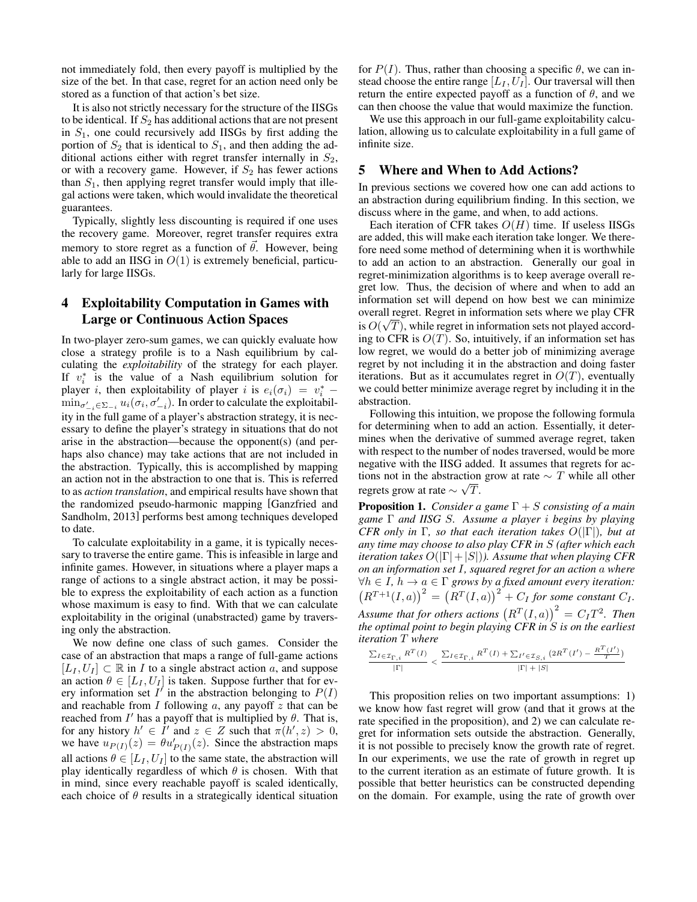not immediately fold, then every payoff is multiplied by the size of the bet. In that case, regret for an action need only be stored as a function of that action's bet size.

It is also not strictly necessary for the structure of the IISGs to be identical. If $S_2$ has additional actions that are not present in $S_1$, one could recursively add IISGs by first adding the portion of $S_2$ that is identical to $S_1$, and then adding the additional actions either with regret transfer internally in $S_2$, or with a recovery game. However, if $S_2$ has fewer actions than $S_1$, then applying regret transfer would imply that illegal actions were taken, which would invalidate the theoretical guarantees.

Typically, slightly less discounting is required if one uses the recovery game. Moreover, regret transfer requires extra memory to store regret as a function of $\vec{\theta}$. However, being able to add an IISG in $O(1)$ is extremely beneficial, particularly for large IISGs.

## 4 Exploitability Computation in Games with Large or Continuous Action Spaces

In two-player zero-sum games, we can quickly evaluate how close a strategy profile is to a Nash equilibrium by calculating the *exploitability* of the strategy for each player. If $v_i^*$ is the value of a Nash equilibrium solution for player $i$, then exploitability of player $i$ is $e_i(\sigma_i) = v_i^* - \min_{\sigma'_{-i} \in \Sigma_{-i}} u_i(\sigma_i, \sigma'_{-i})$. In order to calculate the exploitability in the full game of a player's abstraction strategy, it is necessary to define the player's strategy in situations that do not arise in the abstraction—because the opponent(s) (and perhaps also chance) may take actions that are not included in the abstraction. Typically, this is accomplished by mapping an action not in the abstraction to one that is. This is referred to as *action translation*, and empirical results have shown that the randomized pseudo-harmonic mapping [Ganzfried and Sandholm, 2013] performs best among techniques developed to date.

To calculate exploitability in a game, it is typically necessary to traverse the entire game. This is infeasible in large and infinite games. However, in situations where a player maps a range of actions to a single abstract action, it may be possible to express the exploitability of each action as a function whose maximum is easy to find. With that we can calculate exploitability in the original (unabstracted) game by traversing only the abstraction.

We now define one class of such games. Consider the case of an abstraction that maps a range of full-game actions $[L_I, U_I] \subset \mathbb{R}$ in $I$ to a single abstract action $a$, and suppose an action $\theta \in [L_I, U_I]$ is taken. Suppose further that for every information set $I'$ in the abstraction belonging to $P(I)$ and reachable from $I$ following $a$, any payoff $z$ that can be reached from $I'$ has a payoff that is multiplied by $\theta$. That is, for any history $h' \in I'$ and $z \in Z$ such that $\pi(h', z) > 0$, we have $u_{P(I)}(z) = \theta u'_{P(I)}(z)$. Since the abstraction maps all actions $\theta \in [L_I, U_I]$ to the same state, the abstraction will play identically regardless of which $\theta$ is chosen. With that in mind, since every reachable payoff is scaled identically, each choice of $\theta$ results in a strategically identical situation for $P(I)$. Thus, rather than choosing a specific $\theta$, we can instead choose the entire range $[L_I, U_I]$. Our traversal will then return the entire expected payoff as a function of $\theta$, and we can then choose the value that would maximize the function.

We use this approach in our full-game exploitability calculation, allowing us to calculate exploitability in a full game of infinite size.

## 5 Where and When to Add Actions?

In previous sections we covered how one can add actions to an abstraction during equilibrium finding. In this section, we discuss where in the game, and when, to add actions.

Each iteration of CFR takes $O(H)$ time. If useless IISGs are added, this will make each iteration take longer. We therefore need some method of determining when it is worthwhile to add an action to an abstraction. Generally our goal in regret-minimization algorithms is to keep average overall regret low. Thus, the decision of where and when to add an information set will depend on how best we can minimize overall regret. Regret in information sets where we play CFR is $O(\sqrt{T})$, while regret in information sets not played according to CFR is $O(T)$. So, intuitively, if an information set has low regret, we would do a better job of minimizing average regret by not including it in the abstraction and doing faster iterations. But as it accumulates regret in $O(T)$, eventually we could better minimize average regret by including it in the abstraction.

Following this intuition, we propose the following formula for determining when to add an action. Essentially, it determines when the derivative of summed average regret, taken with respect to the number of nodes traversed, would be more negative with the IISG added. It assumes that regrets for actions not in the abstraction grow at rate $\sim T$ while all other regrets grow at rate $\sim \sqrt{T}$.

**Proposition 1.** *Consider a game $\Gamma + S$ consisting of a main game $\Gamma$ and IISG $S$. Assume a player $i$ begins by playing CFR only in $\Gamma$, so that each iteration takes $O(|\Gamma|)$, but at any time may choose to also play CFR in $S$ (after which each iteration takes $O(|\Gamma| + |S|)$). Assume that when playing CFR on an information set $I$, squared regret for an action $a$ where $\forall h \in I$, $h \to a \in \Gamma$ grows by a fixed amount every iteration: $\left(R^{T+1}(I,a)\right)^2 = \left(R^T(I,a)\right)^2 + C_I$ for some constant $C_I$. Assume that for others actions $\left(R^T(I,a)\right)^2 = C_I T^2$. Then the optimal point to begin playing CFR in $S$ is on the earliest iteration $T$ where*

$$\frac{\sum_{I \in \mathcal{I}_{\Gamma,i}} R^T(I)}{|\Gamma|} < \frac{\sum_{I \in \mathcal{I}_{\Gamma,i}} R^T(I) + \sum_{I' \in \mathcal{I}_{S,i}} \left(2R^T(I') - \frac{R^T(I')}{T}\right)}{|\Gamma| + |S|}$$

This proposition relies on two important assumptions: 1) we know how fast regret will grow (and that it grows at the rate specified in the proposition), and 2) we can calculate regret for information sets outside the abstraction. Generally, it is not possible to precisely know the growth rate of regret. In our experiments, we use the rate of growth in regret up to the current iteration as an estimate of future growth. It is possible that better heuristics can be constructed depending on the domain. For example, using the rate of growth over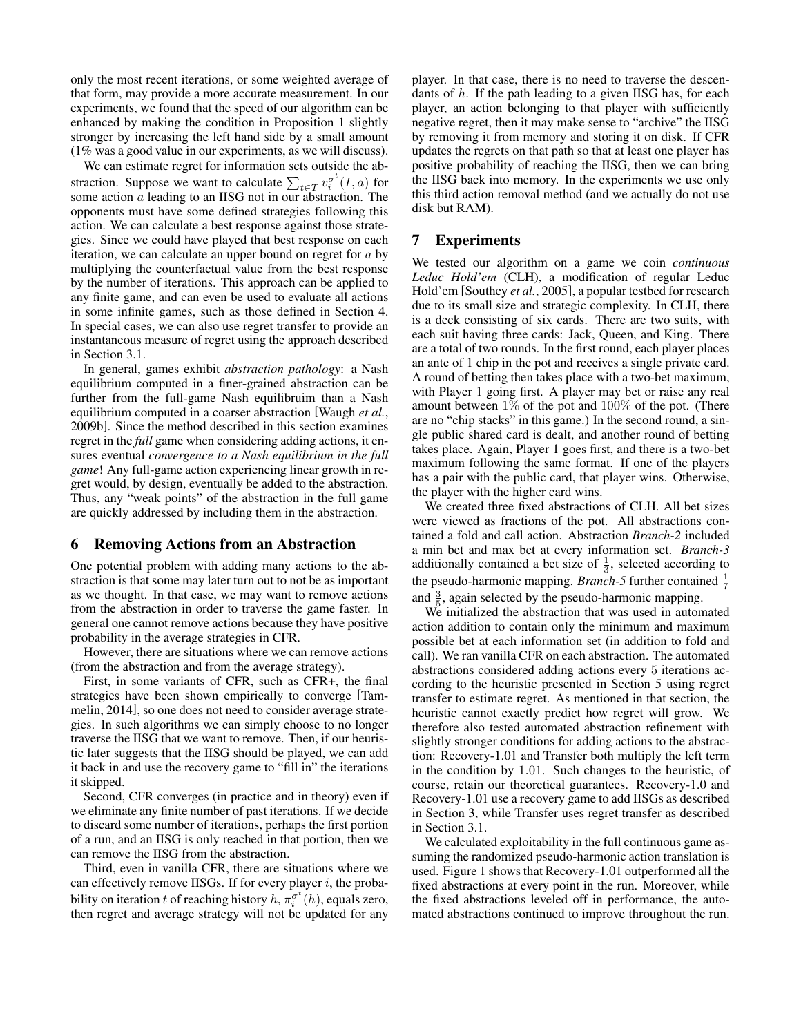only the most recent iterations, or some weighted average of that form, may provide a more accurate measurement. In our experiments, we found that the speed of our algorithm can be enhanced by making the condition in Proposition 1 slightly stronger by increasing the left hand side by a small amount (1% was a good value in our experiments, as we will discuss).

We can estimate regret for information sets outside the abstraction. Suppose we want to calculate $\sum_{t \in T} v_i^{\sigma^t}(I, a)$ for some action $a$ leading to an IISG not in our abstraction. The opponents must have some defined strategies following this action. We can calculate a best response against those strategies. Since we could have played that best response on each iteration, we can calculate an upper bound on regret for $a$ by multiplying the counterfactual value from the best response by the number of iterations. This approach can be applied to any finite game, and can even be used to evaluate all actions in some infinite games, such as those defined in Section 4. In special cases, we can also use regret transfer to provide an instantaneous measure of regret using the approach described in Section 3.1.

In general, games exhibit *abstraction pathology*: a Nash equilibrium computed in a finer-grained abstraction can be further from the full-game Nash equilibruim than a Nash equilibrium computed in a coarser abstraction [Waugh *et al.*, 2009b]. Since the method described in this section examines regret in the *full* game when considering adding actions, it ensures eventual *convergence to a Nash equilibrium in the full game*! Any full-game action experiencing linear growth in regret would, by design, eventually be added to the abstraction. Thus, any "weak points" of the abstraction in the full game are quickly addressed by including them in the abstraction.

## 6 Removing Actions from an Abstraction

One potential problem with adding many actions to the abstraction is that some may later turn out to not be as important as we thought. In that case, we may want to remove actions from the abstraction in order to traverse the game faster. In general one cannot remove actions because they have positive probability in the average strategies in CFR.

However, there are situations where we can remove actions (from the abstraction and from the average strategy).

First, in some variants of CFR, such as CFR+, the final strategies have been shown empirically to converge [Tammelin, 2014], so one does not need to consider average strategies. In such algorithms we can simply choose to no longer traverse the IISG that we want to remove. Then, if our heuristic later suggests that the IISG should be played, we can add it back in and use the recovery game to "fill in" the iterations it skipped.

Second, CFR converges (in practice and in theory) even if we eliminate any finite number of past iterations. If we decide to discard some number of iterations, perhaps the first portion of a run, and an IISG is only reached in that portion, then we can remove the IISG from the abstraction.

Third, even in vanilla CFR, there are situations where we can effectively remove IISGs. If for every player $i$, the probability on iteration $t$ of reaching history $h$, $\pi_i^{\sigma^t}(h)$, equals zero, then regret and average strategy will not be updated for any player. In that case, there is no need to traverse the descendants of $h$. If the path leading to a given IISG has, for each player, an action belonging to that player with sufficiently negative regret, then it may make sense to "archive" the IISG by removing it from memory and storing it on disk. If CFR updates the regrets on that path so that at least one player has positive probability of reaching the IISG, then we can bring the IISG back into memory. In the experiments we use only this third action removal method (and we actually do not use disk but RAM).

## 7 Experiments

We tested our algorithm on a game we coin *continuous Leduc Hold'em* (CLH), a modification of regular Leduc Hold'em [Southey *et al.*, 2005], a popular testbed for research due to its small size and strategic complexity. In CLH, there is a deck consisting of six cards. There are two suits, with each suit having three cards: Jack, Queen, and King. There are a total of two rounds. In the first round, each player places an ante of 1 chip in the pot and receives a single private card. A round of betting then takes place with a two-bet maximum, with Player 1 going first. A player may bet or raise any real amount between 1% of the pot and 100% of the pot. (There are no "chip stacks" in this game.) In the second round, a single public shared card is dealt, and another round of betting takes place. Again, Player 1 goes first, and there is a two-bet maximum following the same format. If one of the players has a pair with the public card, that player wins. Otherwise, the player with the higher card wins.

We created three fixed abstractions of CLH. All bet sizes were viewed as fractions of the pot. All abstractions contained a fold and call action. Abstraction *Branch-2* included a min bet and max bet at every information set. *Branch-3* additionally contained a bet size of $\frac{1}{3}$, selected according to the pseudo-harmonic mapping. *Branch-5* further contained $\frac{1}{7}$ and $\frac{3}{5}$, again selected by the pseudo-harmonic mapping.

We initialized the abstraction that was used in automated action addition to contain only the minimum and maximum possible bet at each information set (in addition to fold and call). We ran vanilla CFR on each abstraction. The automated abstractions considered adding actions every 5 iterations according to the heuristic presented in Section 5 using regret transfer to estimate regret. As mentioned in that section, the heuristic cannot exactly predict how regret will grow. We therefore also tested automated abstraction refinement with slightly stronger conditions for adding actions to the abstraction: Recovery-1.01 and Transfer both multiply the left term in the condition by 1.01. Such changes to the heuristic, of course, retain our theoretical guarantees. Recovery-1.0 and Recovery-1.01 use a recovery game to add IISGs as described in Section 3, while Transfer uses regret transfer as described in Section 3.1.

We calculated exploitability in the full continuous game assuming the randomized pseudo-harmonic action translation is used. Figure 1 shows that Recovery-1.01 outperformed all the fixed abstractions at every point in the run. Moreover, while the fixed abstractions leveled off in performance, the automated abstractions continued to improve throughout the run.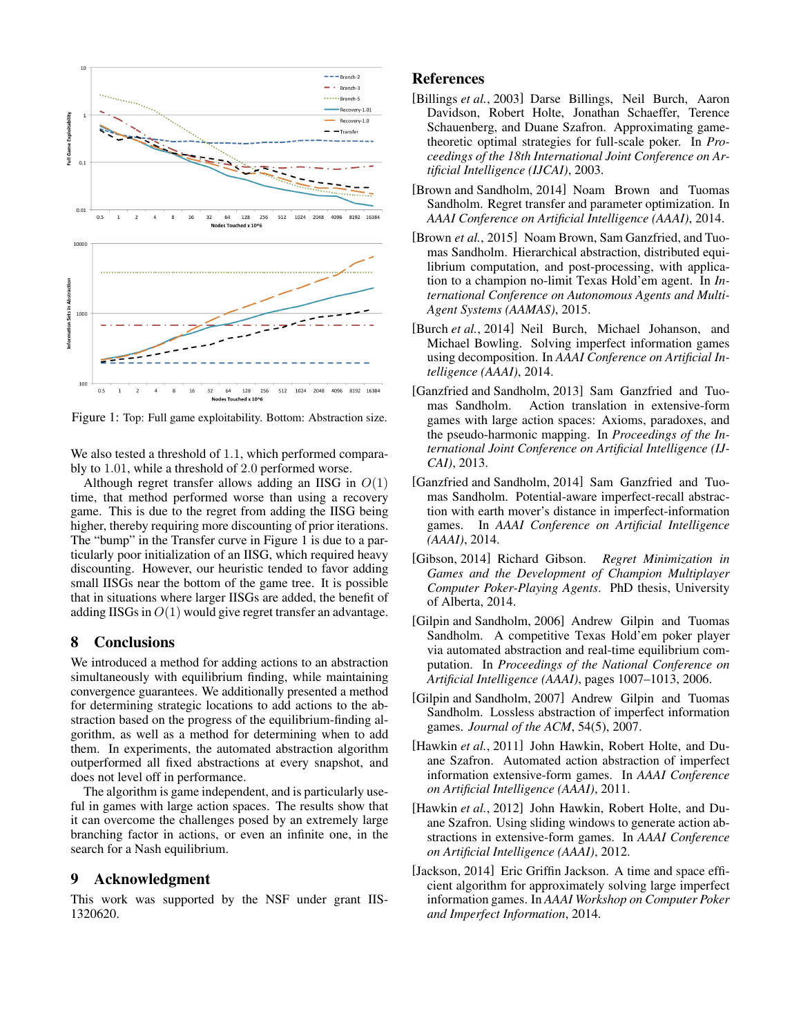Figure 1: Top: Full game exploitability. Bottom: Abstraction size.

We also tested a threshold of 1.1, which performed comparably to 1.01, while a threshold of 2.0 performed worse.

Although regret transfer allows adding an IISG in $O(1)$ time, that method performed worse than using a recovery game. This is due to the regret from adding the IISG being higher, thereby requiring more discounting of prior iterations. The "bump" in the Transfer curve in Figure 1 is due to a particularly poor initialization of an IISG, which required heavy discounting. However, our heuristic tended to favor adding small IISGs near the bottom of the game tree. It is possible that in situations where larger IISGs are added, the benefit of adding IISGs in $O(1)$ would give regret transfer an advantage.

## 8 Conclusions

We introduced a method for adding actions to an abstraction simultaneously with equilibrium finding, while maintaining convergence guarantees. We additionally presented a method for determining strategic locations to add actions to the abstraction based on the progress of the equilibrium-finding algorithm, as well as a method for determining when to add them. In experiments, the automated abstraction algorithm outperformed all fixed abstractions at every snapshot, and does not level off in performance.

The algorithm is game independent, and is particularly useful in games with large action spaces. The results show that it can overcome the challenges posed by an extremely large branching factor in actions, or even an infinite one, in the search for a Nash equilibrium.

## 9 Acknowledgment

This work was supported by the NSF under grant IIS-1320620.

## References

[Billings *et al.*, 2003] Darse Billings, Neil Burch, Aaron Davidson, Robert Holte, Jonathan Schaeffer, Terence Schauenberg, and Duane Szafron. Approximating game-theoretic optimal strategies for full-scale poker. In *Proceedings of the 18th International Joint Conference on Artificial Intelligence (IJCAI)*, 2003.

[Brown and Sandholm, 2014] Noam Brown and Tuomas Sandholm. Regret transfer and parameter optimization. In *AAAI Conference on Artificial Intelligence (AAAI)*, 2014.

[Brown *et al.*, 2015] Noam Brown, Sam Ganzfried, and Tuomas Sandholm. Hierarchical abstraction, distributed equilibrium computation, and post-processing, with application to a champion no-limit Texas Hold'em agent. In *International Conference on Autonomous Agents and Multi-Agent Systems (AAMAS)*, 2015.

[Burch *et al.*, 2014] Neil Burch, Michael Johanson, and Michael Bowling. Solving imperfect information games using decomposition. In *AAAI Conference on Artificial Intelligence (AAAI)*, 2014.

[Ganzfried and Sandholm, 2013] Sam Ganzfried and Tuomas Sandholm. Action translation in extensive-form games with large action spaces: Axioms, paradoxes, and the pseudo-harmonic mapping. In *Proceedings of the International Joint Conference on Artificial Intelligence (IJCAI)*, 2013.

[Ganzfried and Sandholm, 2014] Sam Ganzfried and Tuomas Sandholm. Potential-aware imperfect-recall abstraction with earth mover's distance in imperfect-information games. In *AAAI Conference on Artificial Intelligence (AAAI)*, 2014.

[Gibson, 2014] Richard Gibson. *Regret Minimization in Games and the Development of Champion Multiplayer Computer Poker-Playing Agents*. PhD thesis, University of Alberta, 2014.

[Gilpin and Sandholm, 2006] Andrew Gilpin and Tuomas Sandholm. A competitive Texas Hold'em poker player via automated abstraction and real-time equilibrium computation. In *Proceedings of the National Conference on Artificial Intelligence (AAAI)*, pages 1007–1013, 2006.

[Gilpin and Sandholm, 2007] Andrew Gilpin and Tuomas Sandholm. Lossless abstraction of imperfect information games. *Journal of the ACM*, 54(5), 2007.

[Hawkin *et al.*, 2011] John Hawkin, Robert Holte, and Duane Szafron. Automated action abstraction of imperfect information extensive-form games. In *AAAI Conference on Artificial Intelligence (AAAI)*, 2011.

[Hawkin *et al.*, 2012] John Hawkin, Robert Holte, and Duane Szafron. Using sliding windows to generate action abstractions in extensive-form games. In *AAAI Conference on Artificial Intelligence (AAAI)*, 2012.

[Jackson, 2014] Eric Griffin Jackson. A time and space efficient algorithm for approximately solving large imperfect information games. In *AAAI Workshop on Computer Poker and Imperfect Information*, 2014.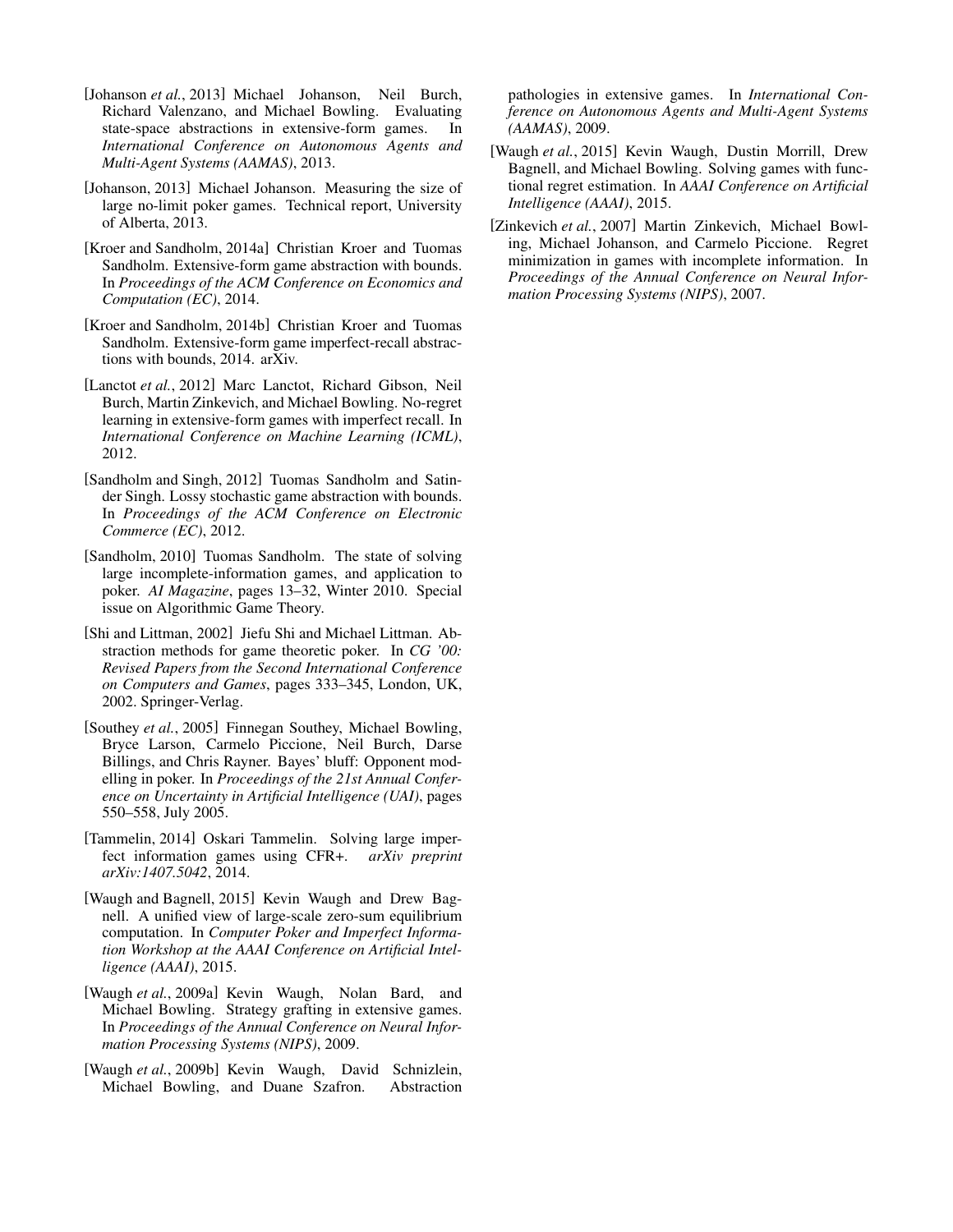[Johanson *et al.*, 2013] Michael Johanson, Neil Burch, Richard Valenzano, and Michael Bowling. Evaluating state-space abstractions in extensive-form games. In *International Conference on Autonomous Agents and Multi-Agent Systems (AAMAS)*, 2013.

[Johanson, 2013] Michael Johanson. Measuring the size of large no-limit poker games. Technical report, University of Alberta, 2013.

[Kroer and Sandholm, 2014a] Christian Kroer and Tuomas Sandholm. Extensive-form game abstraction with bounds. In *Proceedings of the ACM Conference on Economics and Computation (EC)*, 2014.

[Kroer and Sandholm, 2014b] Christian Kroer and Tuomas Sandholm. Extensive-form game imperfect-recall abstractions with bounds, 2014. arXiv.

[Lanctot *et al.*, 2012] Marc Lanctot, Richard Gibson, Neil Burch, Martin Zinkevich, and Michael Bowling. No-regret learning in extensive-form games with imperfect recall. In *International Conference on Machine Learning (ICML)*, 2012.

[Sandholm and Singh, 2012] Tuomas Sandholm and Satinder Singh. Lossy stochastic game abstraction with bounds. In *Proceedings of the ACM Conference on Electronic Commerce (EC)*, 2012.

[Sandholm, 2010] Tuomas Sandholm. The state of solving large incomplete-information games, and application to poker. *AI Magazine*, pages 13–32, Winter 2010. Special issue on Algorithmic Game Theory.

[Shi and Littman, 2002] Jiefu Shi and Michael Littman. Abstraction methods for game theoretic poker. In *CG '00: Revised Papers from the Second International Conference on Computers and Games*, pages 333–345, London, UK, 2002. Springer-Verlag.

[Southey *et al.*, 2005] Finnegan Southey, Michael Bowling, Bryce Larson, Carmelo Piccione, Neil Burch, Darse Billings, and Chris Rayner. Bayes' bluff: Opponent modelling in poker. In *Proceedings of the 21st Annual Conference on Uncertainty in Artificial Intelligence (UAI)*, pages 550–558, July 2005.

[Tammelin, 2014] Oskari Tammelin. Solving large imperfect information games using CFR+. *arXiv preprint arXiv:1407.5042*, 2014.

[Waugh and Bagnell, 2015] Kevin Waugh and Drew Bagnell. A unified view of large-scale zero-sum equilibrium computation. In *Computer Poker and Imperfect Information Workshop at the AAAI Conference on Artificial Intelligence (AAAI)*, 2015.

[Waugh *et al.*, 2009a] Kevin Waugh, Nolan Bard, and Michael Bowling. Strategy grafting in extensive games. In *Proceedings of the Annual Conference on Neural Information Processing Systems (NIPS)*, 2009.

[Waugh *et al.*, 2009b] Kevin Waugh, David Schnizlein, Michael Bowling, and Duane Szafron. Abstraction pathologies in extensive games. In *International Conference on Autonomous Agents and Multi-Agent Systems (AAMAS)*, 2009.

[Waugh *et al.*, 2015] Kevin Waugh, Dustin Morrill, Drew Bagnell, and Michael Bowling. Solving games with functional regret estimation. In *AAAI Conference on Artificial Intelligence (AAAI)*, 2015.

[Zinkevich *et al.*, 2007] Martin Zinkevich, Michael Bowling, Michael Johanson, and Carmelo Piccione. Regret minimization in games with incomplete information. In *Proceedings of the Annual Conference on Neural Information Processing Systems (NIPS)*, 2007.